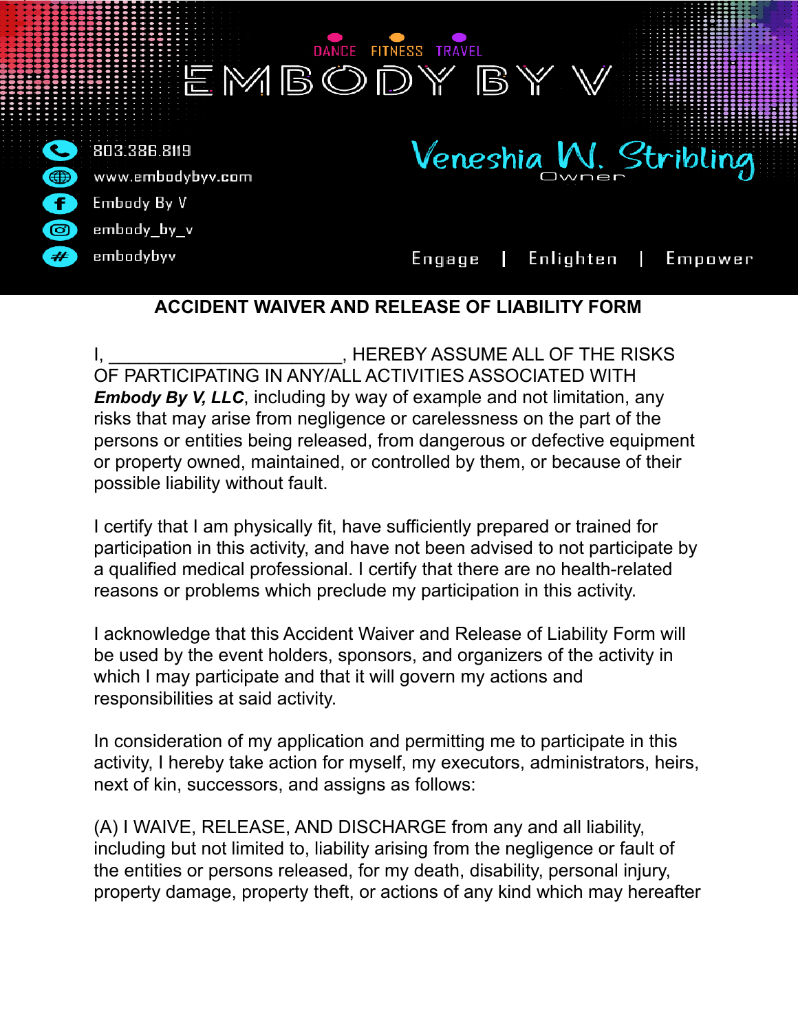DANCE FITNESS TRAVEL

# EMBODY BY V

803.386.8119
www.embodybyv.com
Embody By V
embody_by_v
embodybyv

Veneshia W. Stribling
Owner

Engage | Enlighten | Empower

## ACCIDENT WAIVER AND RELEASE OF LIABILITY FORM

I, _______________________, HEREBY ASSUME ALL OF THE RISKS OF PARTICIPATING IN ANY/ALL ACTIVITIES ASSOCIATED WITH ***Embody By V, LLC***, including by way of example and not limitation, any risks that may arise from negligence or carelessness on the part of the persons or entities being released, from dangerous or defective equipment or property owned, maintained, or controlled by them, or because of their possible liability without fault.

I certify that I am physically fit, have sufficiently prepared or trained for participation in this activity, and have not been advised to not participate by a qualified medical professional. I certify that there are no health-related reasons or problems which preclude my participation in this activity.

I acknowledge that this Accident Waiver and Release of Liability Form will be used by the event holders, sponsors, and organizers of the activity in which I may participate and that it will govern my actions and responsibilities at said activity.

In consideration of my application and permitting me to participate in this activity, I hereby take action for myself, my executors, administrators, heirs, next of kin, successors, and assigns as follows:

(A) I WAIVE, RELEASE, AND DISCHARGE from any and all liability, including but not limited to, liability arising from the negligence or fault of the entities or persons released, for my death, disability, personal injury, property damage, property theft, or actions of any kind which may hereafter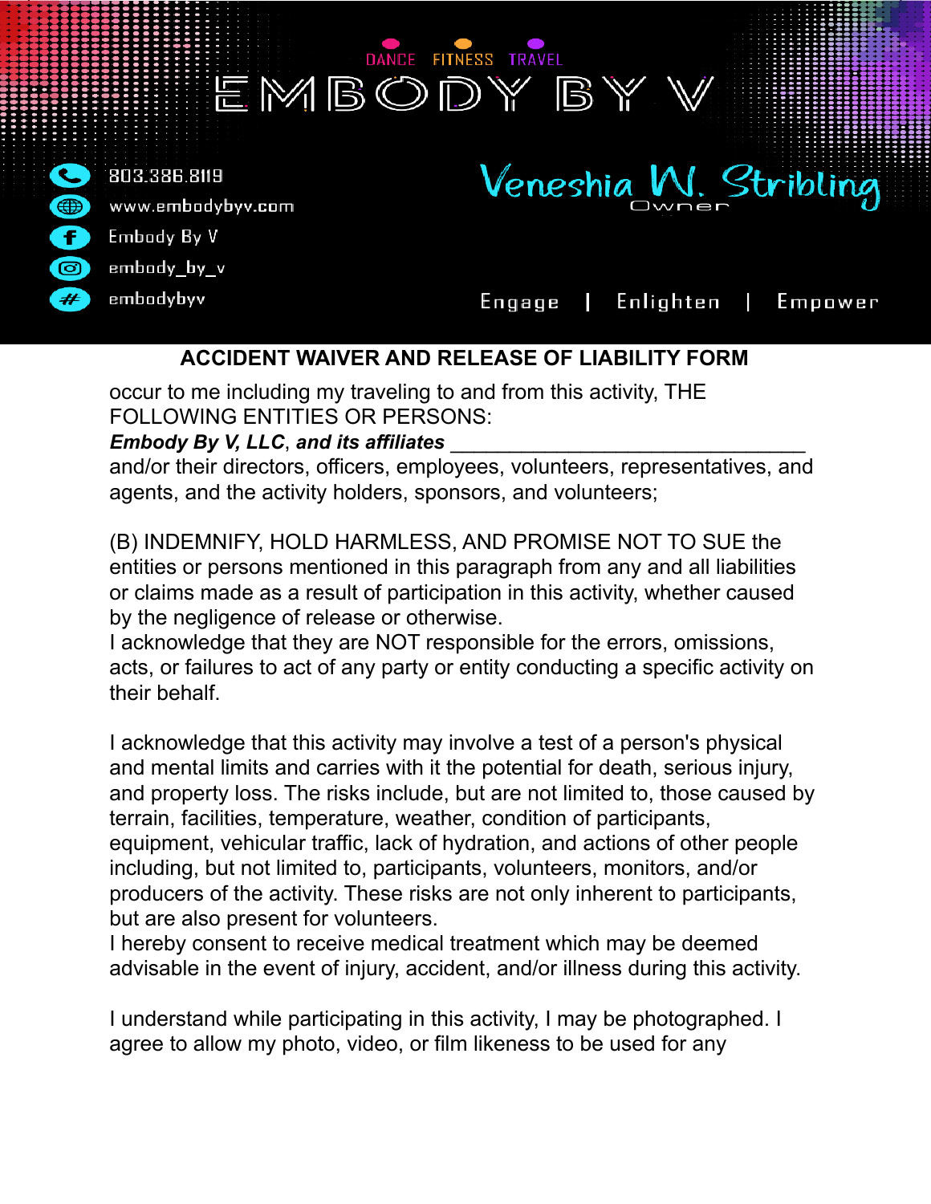DANCE FITNESS TRAVEL

# EMBODY BY V

803.386.8119
www.embodybyv.com
Embody By V
embody_by_v
embodybyv

Veneshia W. Stribling
Owner

Engage | Enlighten | Empower

## ACCIDENT WAIVER AND RELEASE OF LIABILITY FORM

occur to me including my traveling to and from this activity, THE FOLLOWING ENTITIES OR PERSONS:
***Embody By V, LLC**, **and its affiliates*** ________________________________ and/or their directors, officers, employees, volunteers, representatives, and agents, and the activity holders, sponsors, and volunteers;

(B) INDEMNIFY, HOLD HARMLESS, AND PROMISE NOT TO SUE the entities or persons mentioned in this paragraph from any and all liabilities or claims made as a result of participation in this activity, whether caused by the negligence of release or otherwise.
I acknowledge that they are NOT responsible for the errors, omissions, acts, or failures to act of any party or entity conducting a specific activity on their behalf.

I acknowledge that this activity may involve a test of a person's physical and mental limits and carries with it the potential for death, serious injury, and property loss. The risks include, but are not limited to, those caused by terrain, facilities, temperature, weather, condition of participants, equipment, vehicular traffic, lack of hydration, and actions of other people including, but not limited to, participants, volunteers, monitors, and/or producers of the activity. These risks are not only inherent to participants, but are also present for volunteers.
I hereby consent to receive medical treatment which may be deemed advisable in the event of injury, accident, and/or illness during this activity.

I understand while participating in this activity, I may be photographed. I agree to allow my photo, video, or film likeness to be used for any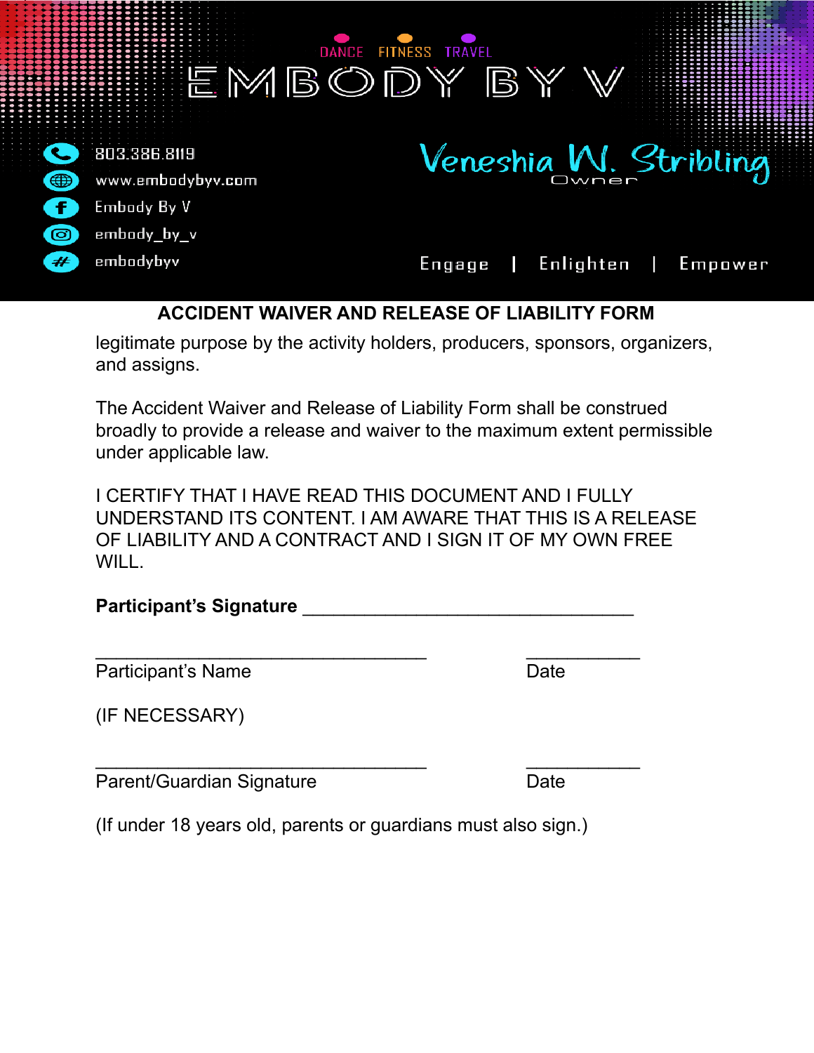DANCE FITNESS TRAVEL

EMBODY BY V

803.386.8119
www.embodybyv.com
Embody By V
embody_by_v
embodybyv

Veneshia W. Stribling
Owner

Engage | Enlighten | Empower

## ACCIDENT WAIVER AND RELEASE OF LIABILITY FORM

legitimate purpose by the activity holders, producers, sponsors, organizers, and assigns.

The Accident Waiver and Release of Liability Form shall be construed broadly to provide a release and waiver to the maximum extent permissible under applicable law.

I CERTIFY THAT I HAVE READ THIS DOCUMENT AND I FULLY UNDERSTAND ITS CONTENT. I AM AWARE THAT THIS IS A RELEASE OF LIABILITY AND A CONTRACT AND I SIGN IT OF MY OWN FREE WILL.

**Participant's Signature** ________________________________

________________________________ ___________
Participant's Name Date

(IF NECESSARY)

________________________________ ___________
Parent/Guardian Signature Date

(If under 18 years old, parents or guardians must also sign.)